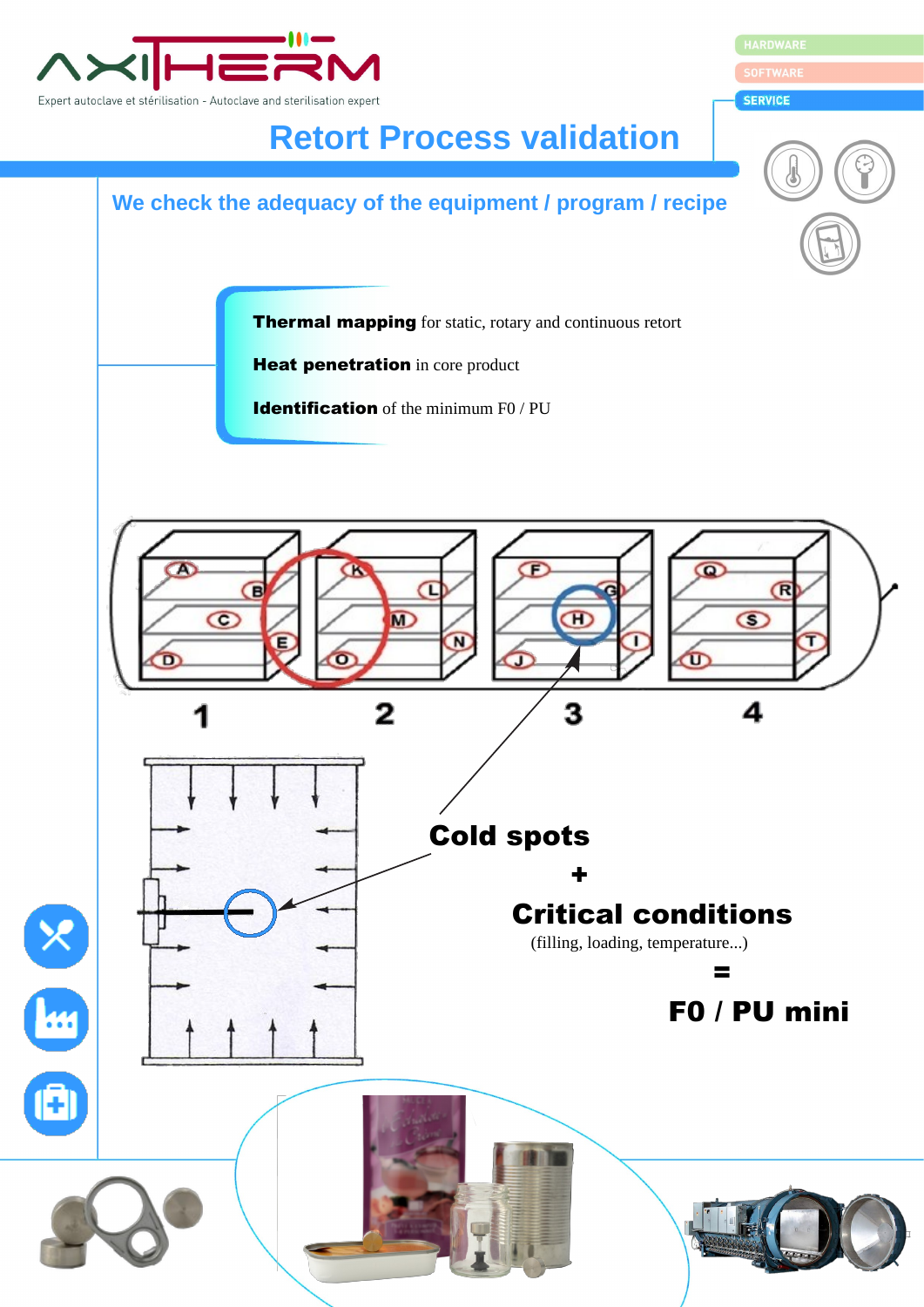AXITHERM

Expert autoclave et stérilisation - Autoclave and sterilisation expert

HARDWARE

SOFTWARE

SERVICE

# Retort Process validation

## We check the adequacy of the equipment / program / recipe

**Thermal mapping** for static, rotary and continuous retort

**Heat penetration** in core product

**Identification** of the minimum F0 / PU

A B C D E K L M N O F G H I J Q R S T U

1 2 3 4

**Cold spots**

**+**

**Critical conditions**

(filling, loading, temperature...)

**=**

**F0 / PU mini**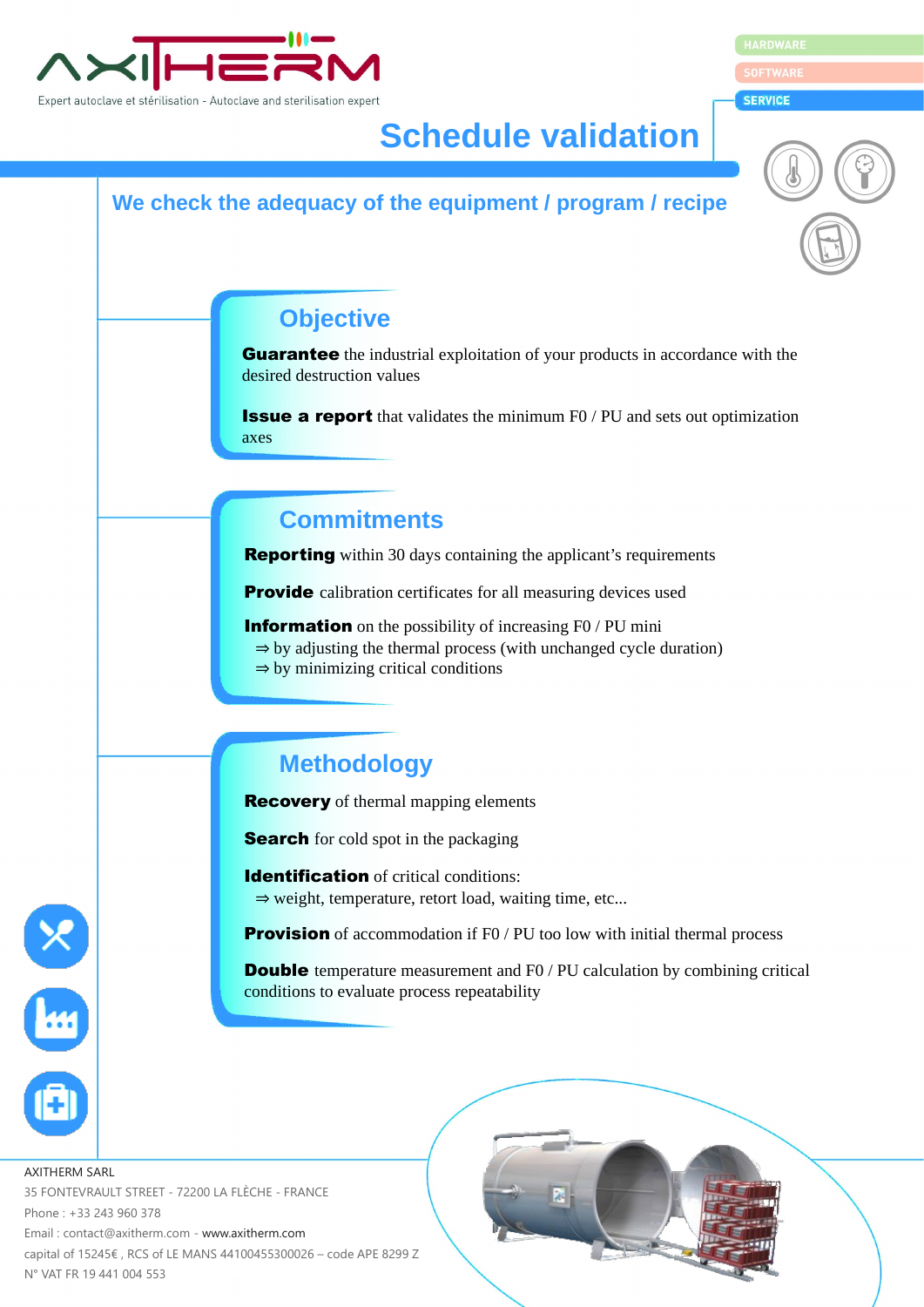AXITHERM

Expert autoclave et stérilisation - Autoclave and sterilisation expert

HARDWARE
SOFTWARE
SERVICE

# Schedule validation

## We check the adequacy of the equipment / program / recipe

### Objective

**Guarantee** the industrial exploitation of your products in accordance with the desired destruction values

**Issue a report** that validates the minimum F0 / PU and sets out optimization axes

### Commitments

**Reporting** within 30 days containing the applicant's requirements

**Provide** calibration certificates for all measuring devices used

**Information** on the possibility of increasing F0 / PU mini
⇒ by adjusting the thermal process (with unchanged cycle duration)
⇒ by minimizing critical conditions

### Methodology

**Recovery** of thermal mapping elements

**Search** for cold spot in the packaging

**Identification** of critical conditions:
⇒ weight, temperature, retort load, waiting time, etc...

**Provision** of accommodation if F0 / PU too low with initial thermal process

**Double** temperature measurement and F0 / PU calculation by combining critical conditions to evaluate process repeatability

AXITHERM SARL
35 FONTEVRAULT STREET - 72200 LA FLÈCHE - FRANCE
Phone : +33 243 960 378
Email : contact@axitherm.com - www.axitherm.com
capital of 15245€ , RCS of LE MANS 44100455300026 – code APE 8299 Z
N° VAT FR 19 441 004 553